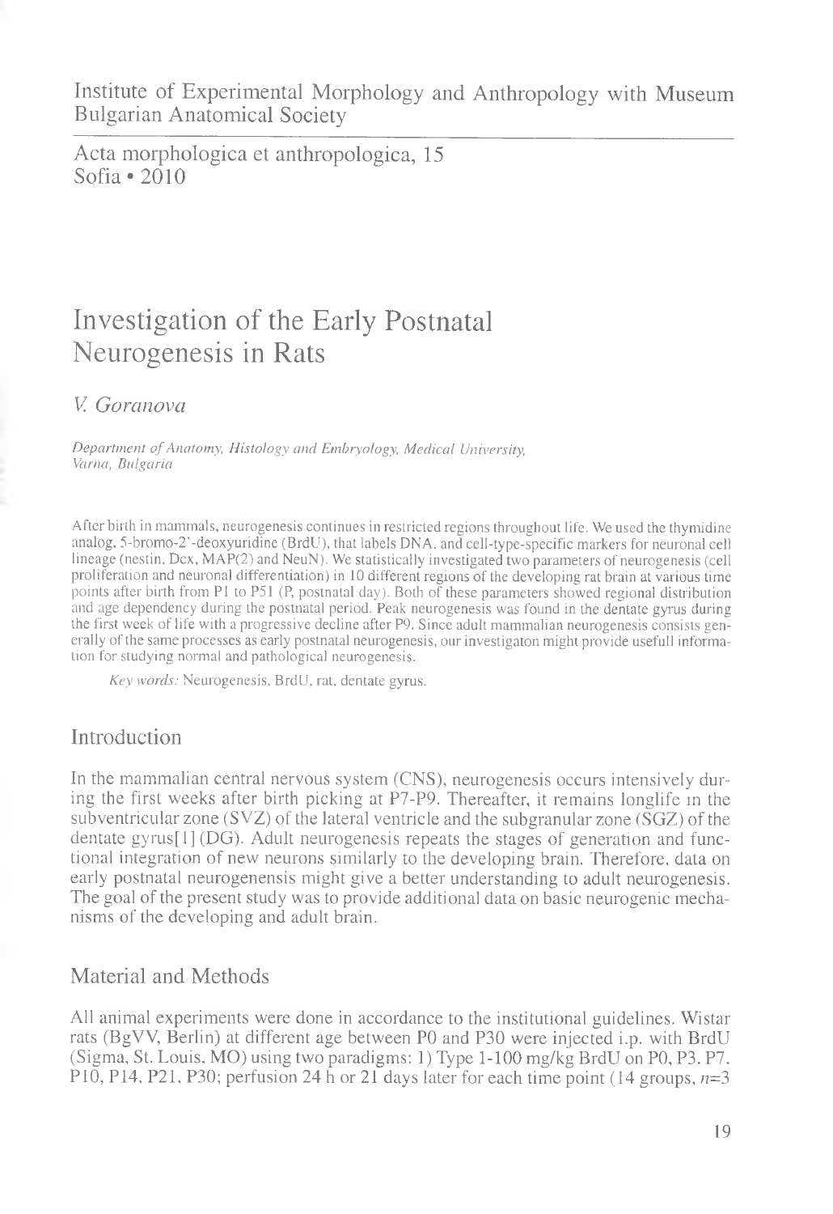Institute of Experimental Morphology and Anthropology with Museum
Bulgarian Anatomical Society

Acta morphologica et anthropologica, 15
Sofia • 2010

# Investigation of the Early Postnatal Neurogenesis in Rats

*V. Goranova*

*Department of Anatomy, Histology and Embryology, Medical University, Varna, Bulgaria*

After birth in mammals, neurogenesis continues in restricted regions throughout life. We used the thymidine analog, 5-bromo-2'-deoxyuridine (BrdU), that labels DNA, and cell-type-specific markers for neuronal cell lineage (nestin, Dcx, MAP(2) and NeuN). We statistically investigated two parameters of neurogenesis (cell proliferation and neuronal differentiation) in 10 different regions of the developing rat brain at various time points after birth from P1 to P51 (P, postnatal day). Both of these parameters showed regional distribution and age dependency during the postnatal period. Peak neurogenesis was found in the dentate gyrus during the first week of life with a progressive decline after P9. Since adult mammalian neurogenesis consists generally of the same processes as early postnatal neurogenesis, our investigaton might provide usefull information for studying normal and pathological neurogenesis.

*Key words:* Neurogenesis, BrdU, rat, dentate gyrus.

## Introduction

In the mammalian central nervous system (CNS), neurogenesis occurs intensively during the first weeks after birth picking at P7-P9. Thereafter, it remains longlife in the subventricular zone (SVZ) of the lateral ventricle and the subgranular zone (SGZ) of the dentate gyrus[1] (DG). Adult neurogenesis repeats the stages of generation and functional integration of new neurons similarly to the developing brain. Therefore, data on early postnatal neurogenensis might give a better understanding to adult neurogenesis. The goal of the present study was to provide additional data on basic neurogenic mechanisms of the developing and adult brain.

## Material and Methods

All animal experiments were done in accordance to the institutional guidelines. Wistar rats (BgVV, Berlin) at different age between P0 and P30 were injected i.p. with BrdU (Sigma, St. Louis, MO) using two paradigms: 1) Type 1-100 mg/kg BrdU on P0, P3, P7, P10, P14, P21, P30; perfusion 24 h or 21 days later for each time point (14 groups, $n$=3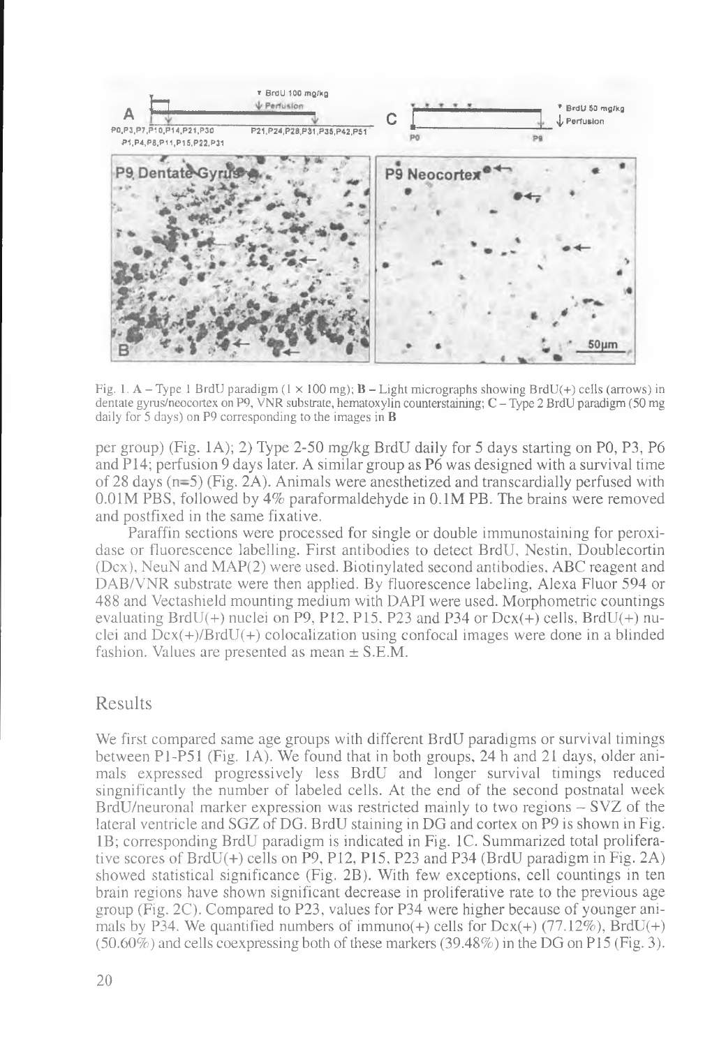Fig. 1. A – Type 1 BrdU paradigm (1 × 100 mg); B – Light micrographs showing BrdU(+) cells (arrows) in dentate gyrus/neocortex on P9, VNR substrate, hematoxylin counterstaining; C – Type 2 BrdU paradigm (50 mg daily for 5 days) on P9 corresponding to the images in B

per group) (Fig. 1A); 2) Type 2-50 mg/kg BrdU daily for 5 days starting on P0, P3, P6 and P14; perfusion 9 days later. A similar group as P6 was designed with a survival time of 28 days (n=5) (Fig. 2A). Animals were anesthetized and transcardially perfused with 0.01M PBS, followed by 4% paraformaldehyde in 0.1M PB. The brains were removed and postfixed in the same fixative.

Paraffin sections were processed for single or double immunostaining for peroxidase or fluorescence labelling. First antibodies to detect BrdU, Nestin, Doublecortin (Dcx), NeuN and MAP(2) were used. Biotinylated second antibodies, ABC reagent and DAB/VNR substrate were then applied. By fluorescence labeling, Alexa Fluor 594 or 488 and Vectashield mounting medium with DAPI were used. Morphometric countings evaluating BrdU(+) nuclei on P9, P12, P15, P23 and P34 or Dcx(+) cells, BrdU(+) nuclei and Dcx(+)/BrdU(+) colocalization using confocal images were done in a blinded fashion. Values are presented as mean ± S.E.M.

## Results

We first compared same age groups with different BrdU paradigms or survival timings between P1-P51 (Fig. 1A). We found that in both groups, 24 h and 21 days, older animals expressed progressively less BrdU and longer survival timings reduced singnificantly the number of labeled cells. At the end of the second postnatal week BrdU/neuronal marker expression was restricted mainly to two regions – SVZ of the lateral ventricle and SGZ of DG. BrdU staining in DG and cortex on P9 is shown in Fig. 1B; corresponding BrdU paradigm is indicated in Fig. 1C. Summarized total proliferative scores of BrdU(+) cells on P9, P12, P15, P23 and P34 (BrdU paradigm in Fig. 2A) showed statistical significance (Fig. 2B). With few exceptions, cell countings in ten brain regions have shown significant decrease in proliferative rate to the previous age group (Fig. 2C). Compared to P23, values for P34 were higher because of younger animals by P34. We quantified numbers of immuno(+) cells for Dcx(+) (77.12%), BrdU(+) (50.60%) and cells coexpressing both of these markers (39.48%) in the DG on P15 (Fig. 3).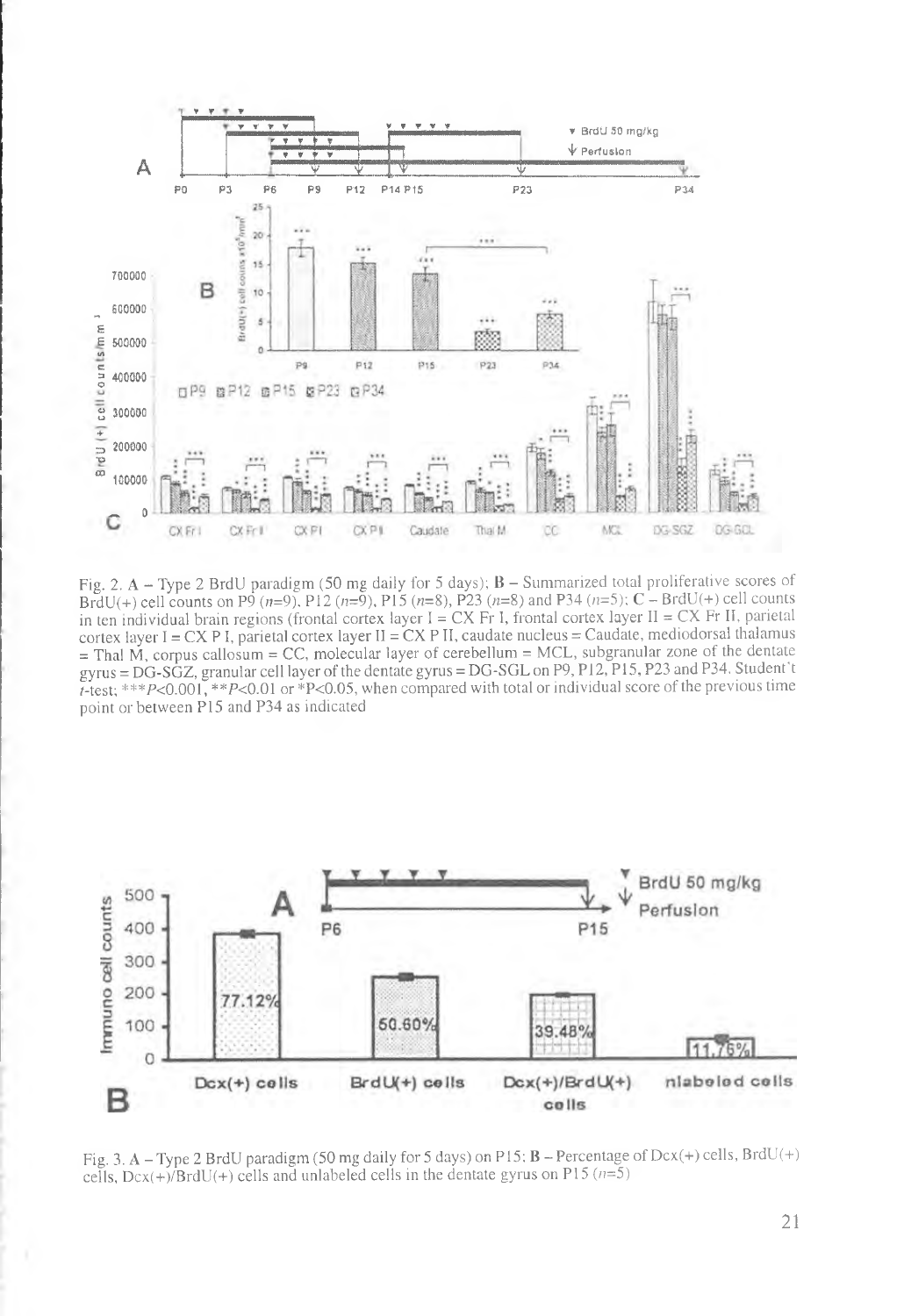Fig. 2. A – Type 2 BrdU paradigm (50 mg daily for 5 days); B – Summarized total proliferative scores of BrdU(+) cell counts on P9 ($n$=9), P12 ($n$=9), P15 ($n$=8), P23 ($n$=8) and P34 ($n$=5); C – BrdU(+) cell counts in ten individual brain regions (frontal cortex layer I = CX Fr I, frontal cortex layer II = CX Fr II, parietal cortex layer I = CX P I, parietal cortex layer II = CX P II, caudate nucleus = Caudate, mediodorsal thalamus = Thal M, corpus callosum = CC, molecular layer of cerebellum = MCL, subgranular zone of the dentate gyrus = DG-SGZ, granular cell layer of the dentate gyrus = DG-SGL on P9, P12, P15, P23 and P34. Student't $t$-test; \*\*\*$P$<0.001, \*\*$P$<0.01 or \*$P$<0.05, when compared with total or individual score of the previous time point or between P15 and P34 as indicated

Fig. 3. A – Type 2 BrdU paradigm (50 mg daily for 5 days) on P15; B – Percentage of Dcx(+) cells, BrdU(+) cells, Dcx(+)/BrdU(+) cells and unlabeled cells in the dentate gyrus on P15 ($n$=5)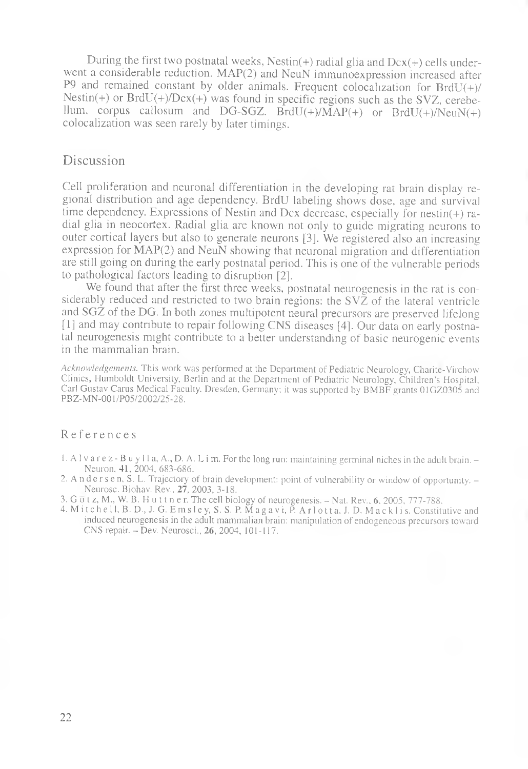During the first two postnatal weeks, Nestin(+) radial glia and Dcx(+) cells underwent a considerable reduction. MAP(2) and NeuN immunoexpression increased after P9 and remained constant by older animals. Frequent colocalization for BrdU(+)/Nestin(+) or BrdU(+)/Dcx(+) was found in specific regions such as the SVZ, cerebellum, corpus callosum and DG-SGZ. BrdU(+)/MAP(+) or BrdU(+)/NeuN(+) colocalization was seen rarely by later timings.

## Discussion

Cell proliferation and neuronal differentiation in the developing rat brain display regional distribution and age dependency. BrdU labeling shows dose, age and survival time dependency. Expressions of Nestin and Dcx decrease, especially for nestin(+) radial glia in neocortex. Radial glia are known not only to guide migrating neurons to outer cortical layers but also to generate neurons [3]. We registered also an increasing expression for MAP(2) and NeuN showing that neuronal migration and differentiation are still going on during the early postnatal period. This is one of the vulnerable periods to pathological factors leading to disruption [2].

We found that after the first three weeks, postnatal neurogenesis in the rat is considerably reduced and restricted to two brain regions: the SVZ of the lateral ventricle and SGZ of the DG. In both zones multipotent neural precursors are preserved lifelong [1] and may contribute to repair following CNS diseases [4]. Our data on early postnatal neurogenesis might contribute to a better understanding of basic neurogenic events in the mammalian brain.

*Acknowledgements.* This work was performed at the Department of Pediatric Neurology, Charite-Virchow Clinics, Humboldt University, Berlin and at the Department of Pediatric Neurology, Children's Hospital, Carl Gustav Carus Medical Faculty, Dresden, Germany; it was supported by BMBF grants 01GZ0305 and PBZ-MN-001/P05/2002/25-28.

## References

1. Alvarez-Buylla, A., D. A. Lim. For the long run: maintaining germinal niches in the adult brain. – Neuron, **41**, 2004, 683-686.
2. Andersen, S. L. Trajectory of brain development: point of vulnerability or window of opportunity. – Neurosc. Biohav. Rev., **27**, 2003, 3-18.
3. Götz, M., W. B. Huttner. The cell biology of neurogenesis. – Nat. Rev., **6**, 2005, 777-788.
4. Mitchell, B. D., J. G. Emsley, S. S. P. Magavi, P. Arlotta, J. D. Macklis. Constitutive and induced neurogenesis in the adult mammalian brain: manipulation of endogeneous precursors toward CNS repair. – Dev. Neurosci., **26**, 2004, 101-117.